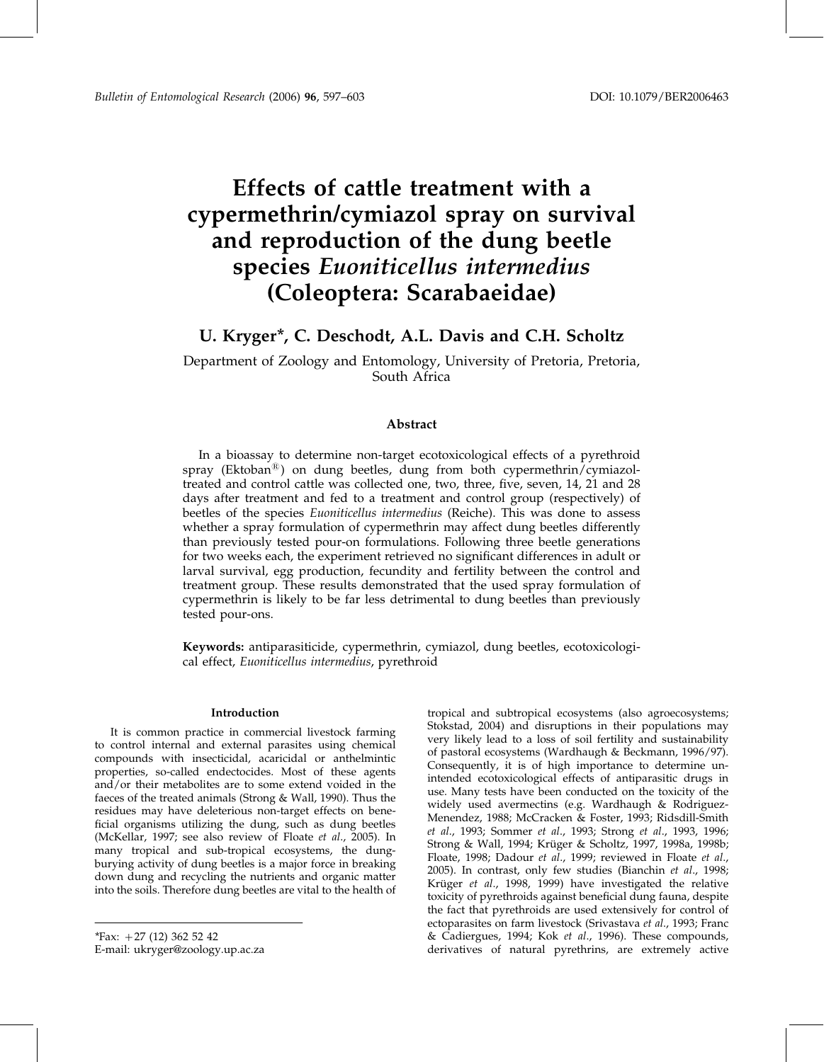# Effects of cattle treatment with a cypermethrin/cymiazol spray on survival and reproduction of the dung beetle species *Euoniticellus intermedius* (Coleoptera: Scarabaeidae)

## U. Kryger*, C. Deschodt, A.L. Davis and C.H. Scholtz

Department of Zoology and Entomology, University of Pretoria, Pretoria, South Africa

### Abstract

In a bioassay to determine non-target ecotoxicological effects of a pyrethroid spray (Ektoban®) on dung beetles, dung from both cypermethrin/cymiazol-treated and control cattle was collected one, two, three, five, seven, 14, 21 and 28 days after treatment and fed to a treatment and control group (respectively) of beetles of the species *Euoniticellus intermedius* (Reiche). This was done to assess whether a spray formulation of cypermethrin may affect dung beetles differently than previously tested pour-on formulations. Following three beetle generations for two weeks each, the experiment retrieved no significant differences in adult or larval survival, egg production, fecundity and fertility between the control and treatment group. These results demonstrated that the used spray formulation of cypermethrin is likely to be far less detrimental to dung beetles than previously tested pour-ons.

**Keywords:** antiparasiticide, cypermethrin, cymiazol, dung beetles, ecotoxicological effect, *Euoniticellus intermedius*, pyrethroid

### Introduction

It is common practice in commercial livestock farming to control internal and external parasites using chemical compounds with insecticidal, acaricidal or anthelmintic properties, so-called endectocides. Most of these agents and/or their metabolites are to some extend voided in the faeces of the treated animals (Strong & Wall, 1990). Thus the residues may have deleterious non-target effects on beneficial organisms utilizing the dung, such as dung beetles (McKellar, 1997; see also review of Floate *et al.*, 2005). In many tropical and sub-tropical ecosystems, the dung-burying activity of dung beetles is a major force in breaking down dung and recycling the nutrients and organic matter into the soils. Therefore dung beetles are vital to the health of tropical and subtropical ecosystems (also agroecosystems; Stokstad, 2004) and disruptions in their populations may very likely lead to a loss of soil fertility and sustainability of pastoral ecosystems (Wardhaugh & Beckmann, 1996/97). Consequently, it is of high importance to determine unintended ecotoxicological effects of antiparasitic drugs in use. Many tests have been conducted on the toxicity of the widely used avermectins (e.g. Wardhaugh & Rodriguez-Menendez, 1988; McCracken & Foster, 1993; Ridsdill-Smith *et al.*, 1993; Sommer *et al.*, 1993; Strong *et al.*, 1993, 1996; Strong & Wall, 1994; Krüger & Scholtz, 1997, 1998a, 1998b; Floate, 1998; Dadour *et al.*, 1999; reviewed in Floate *et al.*, 2005). In contrast, only few studies (Bianchin *et al.*, 1998; Krüger *et al.*, 1998, 1999) have investigated the relative toxicity of pyrethroids against beneficial dung fauna, despite the fact that pyrethroids are used extensively for control of ectoparasites on farm livestock (Srivastava *et al.*, 1993; Franc & Cadiergues, 1994; Kok *et al.*, 1996). These compounds, derivatives of natural pyrethrins, are extremely active

*Fax: +27 (12) 362 52 42
E-mail: ukryger@zoology.up.ac.za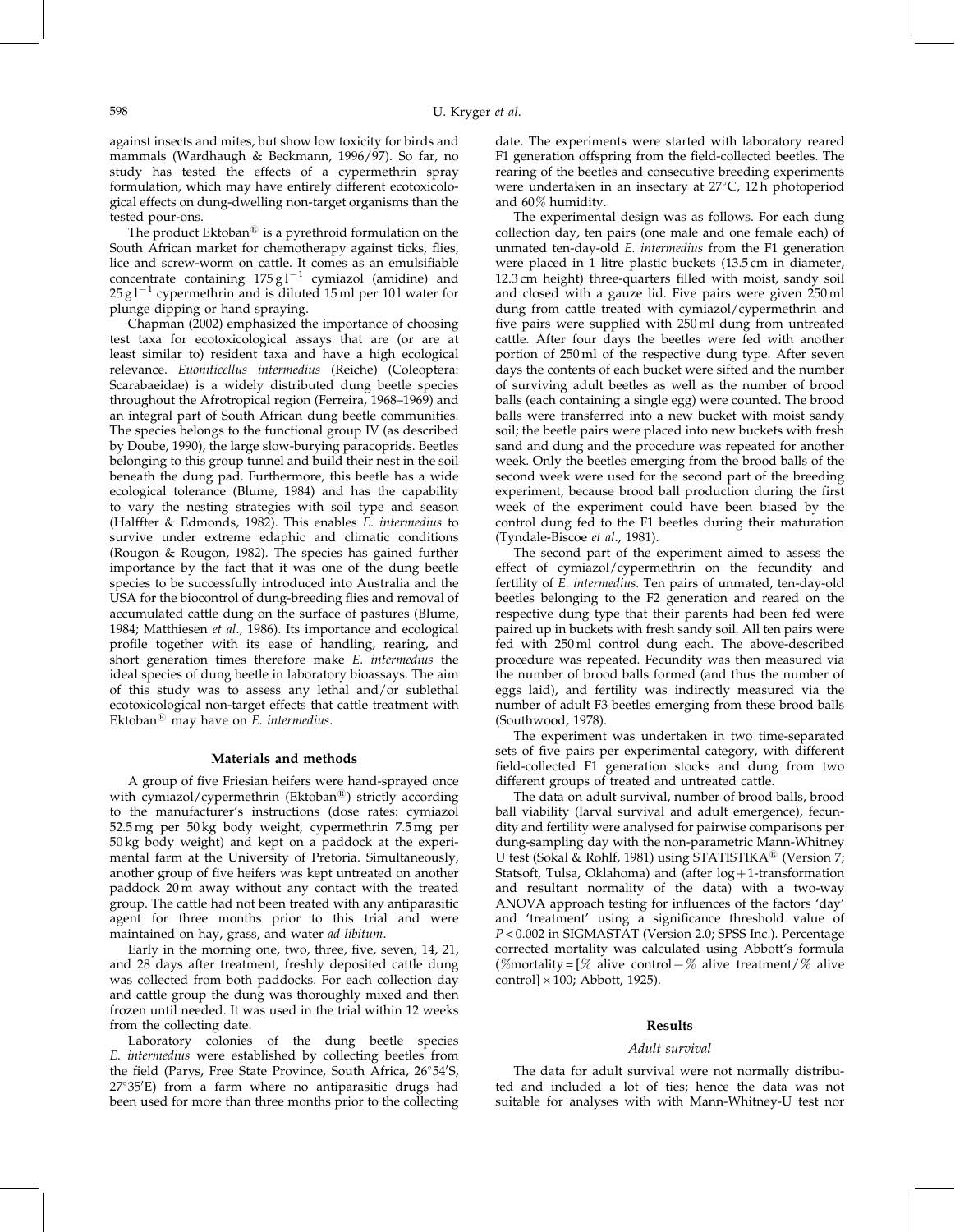against insects and mites, but show low toxicity for birds and mammals (Wardhaugh & Beckmann, 1996/97). So far, no study has tested the effects of a cypermethrin spray formulation, which may have entirely different ecotoxicological effects on dung-dwelling non-target organisms than the tested pour-ons.

The product Ektoban® is a pyrethroid formulation on the South African market for chemotherapy against ticks, flies, lice and screw-worm on cattle. It comes as an emulsifiable concentrate containing $175\,\mathrm{g\,l^{-1}}$ cymiazol (amidine) and $25\,\mathrm{g\,l^{-1}}$ cypermethrin and is diluted 15 ml per 10 l water for plunge dipping or hand spraying.

Chapman (2002) emphasized the importance of choosing test taxa for ecotoxicological assays that are (or are at least similar to) resident taxa and have a high ecological relevance. *Euoniticellus intermedius* (Reiche) (Coleoptera: Scarabaeidae) is a widely distributed dung beetle species throughout the Afrotropical region (Ferreira, 1968–1969) and an integral part of South African dung beetle communities. The species belongs to the functional group IV (as described by Doube, 1990), the large slow-burying paracoprids. Beetles belonging to this group tunnel and build their nest in the soil beneath the dung pad. Furthermore, this beetle has a wide ecological tolerance (Blume, 1984) and has the capability to vary the nesting strategies with soil type and season (Halffter & Edmonds, 1982). This enables *E. intermedius* to survive under extreme edaphic and climatic conditions (Rougon & Rougon, 1982). The species has gained further importance by the fact that it was one of the dung beetle species to be successfully introduced into Australia and the USA for the biocontrol of dung-breeding flies and removal of accumulated cattle dung on the surface of pastures (Blume, 1984; Matthiesen *et al*., 1986). Its importance and ecological profile together with its ease of handling, rearing, and short generation times therefore make *E. intermedius* the ideal species of dung beetle in laboratory bioassays. The aim of this study was to assess any lethal and/or sublethal ecotoxicological non-target effects that cattle treatment with Ektoban® may have on *E. intermedius*.

## Materials and methods

A group of five Friesian heifers were hand-sprayed once with cymiazol/cypermethrin (Ektoban®) strictly according to the manufacturer's instructions (dose rates: cymiazol 52.5 mg per 50 kg body weight, cypermethrin 7.5 mg per 50 kg body weight) and kept on a paddock at the experimental farm at the University of Pretoria. Simultaneously, another group of five heifers was kept untreated on another paddock 20 m away without any contact with the treated group. The cattle had not been treated with any antiparasitic agent for three months prior to this trial and were maintained on hay, grass, and water *ad libitum*.

Early in the morning one, two, three, five, seven, 14, 21, and 28 days after treatment, freshly deposited cattle dung was collected from both paddocks. For each collection day and cattle group the dung was thoroughly mixed and then frozen until needed. It was used in the trial within 12 weeks from the collecting date.

Laboratory colonies of the dung beetle species *E. intermedius* were established by collecting beetles from the field (Parys, Free State Province, South Africa, 26°54′S, 27°35′E) from a farm where no antiparasitic drugs had been used for more than three months prior to the collecting date. The experiments were started with laboratory reared F1 generation offspring from the field-collected beetles. The rearing of the beetles and consecutive breeding experiments were undertaken in an insectary at 27°C, 12 h photoperiod and 60% humidity.

The experimental design was as follows. For each dung collection day, ten pairs (one male and one female each) of unmated ten-day-old *E. intermedius* from the F1 generation were placed in 1 litre plastic buckets (13.5 cm in diameter, 12.3 cm height) three-quarters filled with moist, sandy soil and closed with a gauze lid. Five pairs were given 250 ml dung from cattle treated with cymiazol/cypermethrin and five pairs were supplied with 250 ml dung from untreated cattle. After four days the beetles were fed with another portion of 250 ml of the respective dung type. After seven days the contents of each bucket were sifted and the number of surviving adult beetles as well as the number of brood balls (each containing a single egg) were counted. The brood balls were transferred into a new bucket with moist sandy soil; the beetle pairs were placed into new buckets with fresh sand and dung and the procedure was repeated for another week. Only the beetles emerging from the brood balls of the second week were used for the second part of the breeding experiment, because brood ball production during the first week of the experiment could have been biased by the control dung fed to the F1 beetles during their maturation (Tyndale-Biscoe *et al*., 1981).

The second part of the experiment aimed to assess the effect of cymiazol/cypermethrin on the fecundity and fertility of *E. intermedius*. Ten pairs of unmated, ten-day-old beetles belonging to the F2 generation and reared on the respective dung type that their parents had been fed were paired up in buckets with fresh sandy soil. All ten pairs were fed with 250 ml control dung each. The above-described procedure was repeated. Fecundity was then measured via the number of brood balls formed (and thus the number of eggs laid), and fertility was indirectly measured via the number of adult F3 beetles emerging from these brood balls (Southwood, 1978).

The experiment was undertaken in two time-separated sets of five pairs per experimental category, with different field-collected F1 generation stocks and dung from two different groups of treated and untreated cattle.

The data on adult survival, number of brood balls, brood ball viability (larval survival and adult emergence), fecundity and fertility were analysed for pairwise comparisons per dung-sampling day with the non-parametric Mann-Whitney U test (Sokal & Rohlf, 1981) using STATISTIKA® (Version 7; Statsoft, Tulsa, Oklahoma) and (after log + 1-transformation and resultant normality of the data) with a two-way ANOVA approach testing for influences of the factors 'day' and 'treatment' using a significance threshold value of $P < 0.002$ in SIGMASTAT (Version 2.0; SPSS Inc.). Percentage corrected mortality was calculated using Abbott's formula (%mortality = [% alive control − % alive treatment/% alive control] × 100; Abbott, 1925).

## Results

### Adult survival

The data for adult survival were not normally distributed and included a lot of ties; hence the data was not suitable for analyses with with Mann-Whitney-U test nor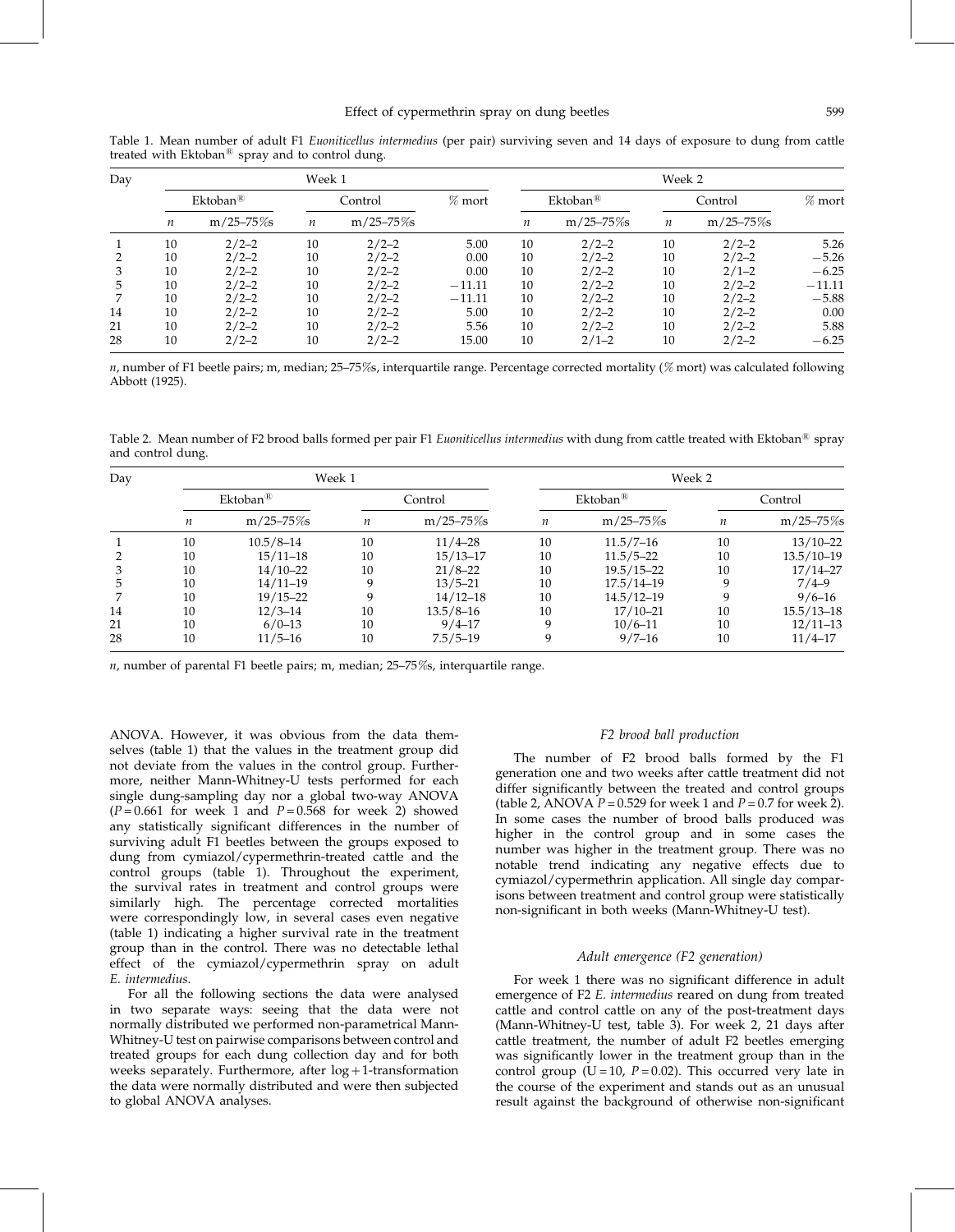Table 1. Mean number of adult F1 *Euoniticellus intermedius* (per pair) surviving seven and 14 days of exposure to dung from cattle treated with Ektoban® spray and to control dung.

| Day | Week 1 | | | | | Week 2 | | | | |
|---|---|---|---|---|---|---|---|---|---|---|
| | Ektoban® | | Control | | % mort | Ektoban® | | Control | | % mort |
| | *n* | m/25–75%s | *n* | m/25–75%s | | *n* | m/25–75%s | *n* | m/25–75%s | |
| 1 | 10 | 2/2–2 | 10 | 2/2–2 | 5.00 | 10 | 2/2–2 | 10 | 2/2–2 | 5.26 |
| 2 | 10 | 2/2–2 | 10 | 2/2–2 | 0.00 | 10 | 2/2–2 | 10 | 2/2–2 | −5.26 |
| 3 | 10 | 2/2–2 | 10 | 2/2–2 | 0.00 | 10 | 2/2–2 | 10 | 2/1–2 | −6.25 |
| 5 | 10 | 2/2–2 | 10 | 2/2–2 | −11.11 | 10 | 2/2–2 | 10 | 2/2–2 | −11.11 |
| 7 | 10 | 2/2–2 | 10 | 2/2–2 | −11.11 | 10 | 2/2–2 | 10 | 2/2–2 | −5.88 |
| 14 | 10 | 2/2–2 | 10 | 2/2–2 | 5.00 | 10 | 2/2–2 | 10 | 2/2–2 | 0.00 |
| 21 | 10 | 2/2–2 | 10 | 2/2–2 | 5.56 | 10 | 2/2–2 | 10 | 2/2–2 | 5.88 |
| 28 | 10 | 2/2–2 | 10 | 2/2–2 | 15.00 | 10 | 2/1–2 | 10 | 2/2–2 | −6.25 |

*n*, number of F1 beetle pairs; m, median; 25–75%s, interquartile range. Percentage corrected mortality (% mort) was calculated following Abbott (1925).

Table 2. Mean number of F2 brood balls formed per pair F1 *Euoniticellus intermedius* with dung from cattle treated with Ektoban® spray and control dung.

| Day | Week 1 | | | | Week 2 | | | |
|---|---|---|---|---|---|---|---|---|
| | Ektoban® | | Control | | Ektoban® | | Control | |
| | *n* | m/25–75%s | *n* | m/25–75%s | *n* | m/25–75%s | *n* | m/25–75%s |
| 1 | 10 | 10.5/8–14 | 10 | 11/4–28 | 10 | 11.5/7–16 | 10 | 13/10–22 |
| 2 | 10 | 15/11–18 | 10 | 15/13–17 | 10 | 11.5/5–22 | 10 | 13.5/10–19 |
| 3 | 10 | 14/10–22 | 10 | 21/8–22 | 10 | 19.5/15–22 | 10 | 17/14–27 |
| 5 | 10 | 14/11–19 | 9 | 13/5–21 | 10 | 17.5/14–19 | 9 | 7/4–9 |
| 7 | 10 | 19/15–22 | 9 | 14/12–18 | 10 | 14.5/12–19 | 9 | 9/6–16 |
| 14 | 10 | 12/3–14 | 10 | 13.5/8–16 | 10 | 17/10–21 | 10 | 15.5/13–18 |
| 21 | 10 | 6/0–13 | 10 | 9/4–17 | 9 | 10/6–11 | 10 | 12/11–13 |
| 28 | 10 | 11/5–16 | 10 | 7.5/5–19 | 9 | 9/7–16 | 10 | 11/4–17 |

*n*, number of parental F1 beetle pairs; m, median; 25–75%s, interquartile range.

ANOVA. However, it was obvious from the data themselves (table 1) that the values in the treatment group did not deviate from the values in the control group. Furthermore, neither Mann-Whitney-U tests performed for each single dung-sampling day nor a global two-way ANOVA ($P = 0.661$ for week 1 and $P = 0.568$ for week 2) showed any statistically significant differences in the number of surviving adult F1 beetles between the groups exposed to dung from cymiazol/cypermethrin-treated cattle and the control groups (table 1). Throughout the experiment, the survival rates in treatment and control groups were similarly high. The percentage corrected mortalities were correspondingly low, in several cases even negative (table 1) indicating a higher survival rate in the treatment group than in the control. There was no detectable lethal effect of the cymiazol/cypermethrin spray on adult *E. intermedius*.

For all the following sections the data were analysed in two separate ways: seeing that the data were not normally distributed we performed non-parametrical Mann-Whitney-U test on pairwise comparisons between control and treated groups for each dung collection day and for both weeks separately. Furthermore, after log + 1-transformation the data were normally distributed and were then subjected to global ANOVA analyses.

### *F2 brood ball production*

The number of F2 brood balls formed by the F1 generation one and two weeks after cattle treatment did not differ significantly between the treated and control groups (table 2, ANOVA $P = 0.529$ for week 1 and $P = 0.7$ for week 2). In some cases the number of brood balls produced was higher in the control group and in some cases the number was higher in the treatment group. There was no notable trend indicating any negative effects due to cymiazol/cypermethrin application. All single day comparisons between treatment and control group were statistically non-significant in both weeks (Mann-Whitney-U test).

### *Adult emergence (F2 generation)*

For week 1 there was no significant difference in adult emergence of F2 *E. intermedius* reared on dung from treated cattle and control cattle on any of the post-treatment days (Mann-Whitney-U test, table 3). For week 2, 21 days after cattle treatment, the number of adult F2 beetles emerging was significantly lower in the treatment group than in the control group ($U = 10$, $P = 0.02$). This occurred very late in the course of the experiment and stands out as an unusual result against the background of otherwise non-significant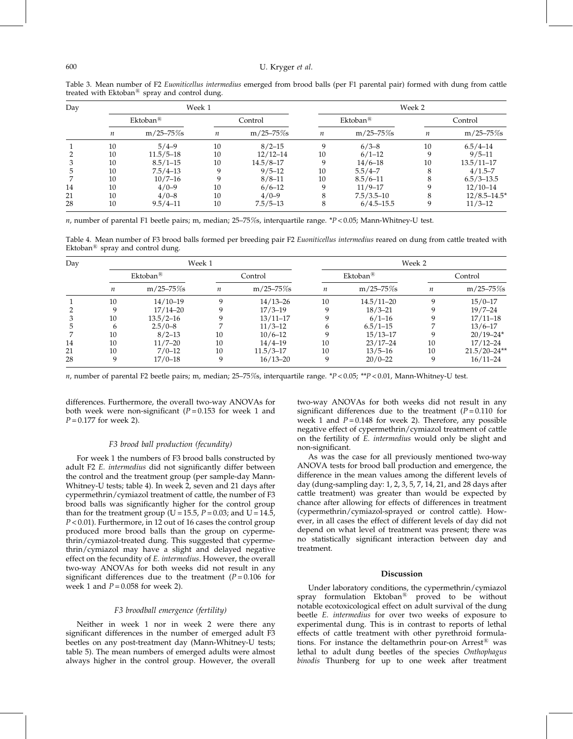Table 3. Mean number of F2 *Euoniticellus intermedius* emerged from brood balls (per F1 parental pair) formed with dung from cattle treated with Ektoban® spray and control dung.

| Day | Week 1 | | | | Week 2 | | | |
|---|---|---|---|---|---|---|---|---|
| | Ektoban® | | Control | | Ektoban® | | Control | |
| | *n* | m/25–75%s | *n* | m/25–75%s | *n* | m/25–75%s | *n* | m/25–75%s |
| 1 | 10 | 5/4–9 | 10 | 8/2–15 | 9 | 6/3–8 | 10 | 6.5/4–14 |
| 2 | 10 | 11.5/5–18 | 10 | 12/12–14 | 10 | 6/1–12 | 9 | 9/5–11 |
| 3 | 10 | 8.5/1–15 | 10 | 14.5/8–17 | 9 | 14/6–18 | 10 | 13.5/11–17 |
| 5 | 10 | 7.5/4–13 | 9 | 9/5–12 | 10 | 5.5/4–7 | 8 | 4/1.5–7 |
| 7 | 10 | 10/7–16 | 9 | 8/8–11 | 10 | 8.5/6–11 | 8 | 6.5/3–13.5 |
| 14 | 10 | 4/0–9 | 10 | 6/6–12 | 9 | 11/9–17 | 9 | 12/10–14 |
| 21 | 10 | 4/0–8 | 10 | 4/0–9 | 8 | 7.5/3.5–10 | 8 | 12/8.5–14.5* |
| 28 | 10 | 9.5/4–11 | 10 | 7.5/5–13 | 8 | 6/4.5–15.5 | 9 | 11/3–12 |

*n*, number of parental F1 beetle pairs; m, median; 25–75%s, interquartile range. *$P < 0.05$; Mann-Whitney-U test.

Table 4. Mean number of F3 brood balls formed per breeding pair F2 *Euoniticellus intermedius* reared on dung from cattle treated with Ektoban® spray and control dung.

| Day | Week 1 | | | | Week 2 | | | |
|---|---|---|---|---|---|---|---|---|
| | Ektoban® | | Control | | Ektoban® | | Control | |
| | *n* | m/25–75%s | *n* | m/25–75%s | *n* | m/25–75%s | *n* | m/25–75%s |
| 1 | 10 | 14/10–19 | 9 | 14/13–26 | 10 | 14.5/11–20 | 9 | 15/0–17 |
| 2 | 9 | 17/14–20 | 9 | 17/3–19 | 9 | 18/3–21 | 9 | 19/7–24 |
| 3 | 10 | 13.5/2–16 | 9 | 13/11–17 | 9 | 6/1–16 | 9 | 17/11–18 |
| 5 | 6 | 2.5/0–8 | 7 | 11/3–12 | 6 | 6.5/1–15 | 7 | 13/6–17 |
| 7 | 10 | 8/2–13 | 10 | 10/6–12 | 9 | 15/13–17 | 9 | 20/19–24* |
| 14 | 10 | 11/7–20 | 10 | 14/4–19 | 10 | 23/17–24 | 10 | 17/12–24 |
| 21 | 10 | 7/0–12 | 10 | 11.5/3–17 | 10 | 13/5–16 | 10 | 21.5/20–24** |
| 28 | 9 | 17/0–18 | 9 | 16/13–20 | 9 | 20/0–22 | 9 | 16/11–24 |

*n*, number of parental F2 beetle pairs; m, median; 25–75%s, interquartile range. *$P < 0.05$; **$P < 0.01$, Mann-Whitney-U test.

differences. Furthermore, the overall two-way ANOVAs for both week were non-significant ($P = 0.153$ for week 1 and $P = 0.177$ for week 2).

### F3 brood ball production (fecundity)

For week 1 the numbers of F3 brood balls constructed by adult F2 *E. intermedius* did not significantly differ between the control and the treatment group (per sample-day Mann-Whitney-U tests; table 4). In week 2, seven and 21 days after cypermethrin/cymiazol treatment of cattle, the number of F3 brood balls was significantly higher for the control group than for the treatment group ($U = 15.5$, $P = 0.03$; and $U = 14.5$, $P < 0.01$). Furthermore, in 12 out of 16 cases the control group produced more brood balls than the group on cypermethrin/cymiazol-treated dung. This suggested that cypermethrin/cymiazol may have a slight and delayed negative effect on the fecundity of *E. intermedius*. However, the overall two-way ANOVAs for both weeks did not result in any significant differences due to the treatment ($P = 0.106$ for week 1 and $P = 0.058$ for week 2).

### F3 broodball emergence (fertility)

Neither in week 1 nor in week 2 were there any significant differences in the number of emerged adult F3 beetles on any post-treatment day (Mann-Whitney-U tests; table 5). The mean numbers of emerged adults were almost always higher in the control group. However, the overall two-way ANOVAs for both weeks did not result in any significant differences due to the treatment ($P = 0.110$ for week 1 and $P = 0.148$ for week 2). Therefore, any possible negative effect of cypermethrin/cymiazol treatment of cattle on the fertility of *E. intermedius* would only be slight and non-significant.

As was the case for all previously mentioned two-way ANOVA tests for brood ball production and emergence, the difference in the mean values among the different levels of day (dung-sampling day: 1, 2, 3, 5, 7, 14, 21, and 28 days after cattle treatment) was greater than would be expected by chance after allowing for effects of differences in treatment (cypermethrin/cymiazol-sprayed or control cattle). However, in all cases the effect of different levels of day did not depend on what level of treatment was present; there was no statistically significant interaction between day and treatment.

## Discussion

Under laboratory conditions, the cypermethrin/cymiazol spray formulation Ektoban® proved to be without notable ecotoxicological effect on adult survival of the dung beetle *E. intermedius* for over two weeks of exposure to experimental dung. This is in contrast to reports of lethal effects of cattle treatment with other pyrethroid formulations. For instance the deltamethrin pour-on Arrest® was lethal to adult dung beetles of the species *Onthophagus binodis* Thunberg for up to one week after treatment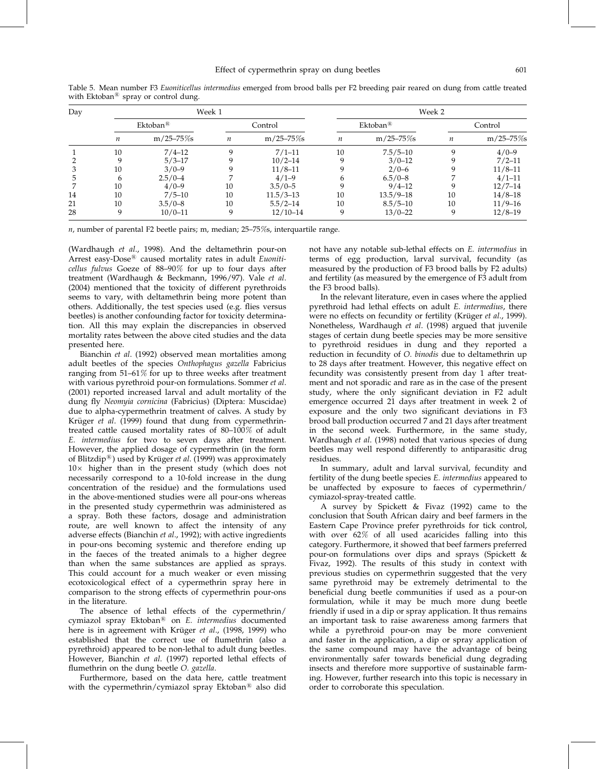Table 5. Mean number F3 *Euoniticellus intermedius* emerged from brood balls per F2 breeding pair reared on dung from cattle treated with Ektoban® spray or control dung.

| Day | Week 1 | | | | Week 2 | | | |
|---|---|---|---|---|---|---|---|---|
| | Ektoban® | | Control | | Ektoban® | | Control | |
| | *n* | m/25–75%s | *n* | m/25–75%s | *n* | m/25–75%s | *n* | m/25–75%s |
| 1 | 10 | 7/4–12 | 9 | 7/1–11 | 10 | 7.5/5–10 | 9 | 4/0–9 |
| 2 | 9 | 5/3–17 | 9 | 10/2–14 | 9 | 3/0–12 | 9 | 7/2–11 |
| 3 | 10 | 3/0–9 | 9 | 11/8–11 | 9 | 2/0–6 | 9 | 11/8–11 |
| 5 | 6 | 2.5/0–4 | 7 | 4/1–9 | 6 | 6.5/0–8 | 7 | 4/1–11 |
| 7 | 10 | 4/0–9 | 10 | 3.5/0–5 | 9 | 9/4–12 | 9 | 12/7–14 |
| 14 | 10 | 7/5–10 | 10 | 11.5/3–13 | 10 | 13.5/9–18 | 10 | 14/8–18 |
| 21 | 10 | 3.5/0–8 | 10 | 5.5/2–14 | 10 | 8.5/5–10 | 10 | 11/9–16 |
| 28 | 9 | 10/0–11 | 9 | 12/10–14 | 9 | 13/0–22 | 9 | 12/8–19 |

*n*, number of parental F2 beetle pairs; m, median; 25–75%s, interquartile range.

(Wardhaugh *et al*., 1998). And the deltamethrin pour-on Arrest easy-Dose® caused mortality rates in adult *Euoniticellus fulvus* Goeze of 88–90% for up to four days after treatment (Wardhaugh & Beckmann, 1996/97). Vale *et al*. (2004) mentioned that the toxicity of different pyrethroids seems to vary, with deltamethrin being more potent than others. Additionally, the test species used (e.g. flies versus beetles) is another confounding factor for toxicity determination. All this may explain the discrepancies in observed mortality rates between the above cited studies and the data presented here.

Bianchin *et al*. (1992) observed mean mortalities among adult beetles of the species *Onthophagus gazella* Fabricius ranging from 51–61% for up to three weeks after treatment with various pyrethroid pour-on formulations. Sommer *et al*. (2001) reported increased larval and adult mortality of the dung fly *Neomyia cornicina* (Fabricius) (Diptera: Muscidae) due to alpha-cypermethrin treatment of calves. A study by Krüger *et al*. (1999) found that dung from cypermethrin-treated cattle caused mortality rates of 80–100% of adult *E. intermedius* for two to seven days after treatment. However, the applied dosage of cypermethrin (in the form of Blitzdip®) used by Krüger *et al*. (1999) was approximately 10× higher than in the present study (which does not necessarily correspond to a 10-fold increase in the dung concentration of the residue) and the formulations used in the above-mentioned studies were all pour-ons whereas in the presented study cypermethrin was administered as a spray. Both these factors, dosage and administration route, are well known to affect the intensity of any adverse effects (Bianchin *et al*., 1992); with active ingredients in pour-ons becoming systemic and therefore ending up in the faeces of the treated animals to a higher degree than when the same substances are applied as sprays. This could account for a much weaker or even missing ecotoxicological effect of a cypermethrin spray here in comparison to the strong effects of cypermethrin pour-ons in the literature.

The absence of lethal effects of the cypermethrin/cymiazol spray Ektoban® on *E. intermedius* documented here is in agreement with Krüger *et al*., (1998, 1999) who established that the correct use of flumethrin (also a pyrethroid) appeared to be non-lethal to adult dung beetles. However, Bianchin *et al*. (1997) reported lethal effects of flumethrin on the dung beetle *O. gazella*.

Furthermore, based on the data here, cattle treatment with the cypermethrin/cymiazol spray Ektoban® also did not have any notable sub-lethal effects on *E. intermedius* in terms of egg production, larval survival, fecundity (as measured by the production of F3 brood balls by F2 adults) and fertility (as measured by the emergence of F3 adult from the F3 brood balls).

In the relevant literature, even in cases where the applied pyrethroid had lethal effects on adult *E. intermedius*, there were no effects on fecundity or fertility (Krüger *et al*., 1999). Nonetheless, Wardhaugh *et al*. (1998) argued that juvenile stages of certain dung beetle species may be more sensitive to pyrethroid residues in dung and they reported a reduction in fecundity of *O. binodis* due to deltamethrin up to 28 days after treatment. However, this negative effect on fecundity was consistently present from day 1 after treatment and not sporadic and rare as in the case of the present study, where the only significant deviation in F2 adult emergence occurred 21 days after treatment in week 2 of exposure and the only two significant deviations in F3 brood ball production occurred 7 and 21 days after treatment in the second week. Furthermore, in the same study, Wardhaugh *et al*. (1998) noted that various species of dung beetles may well respond differently to antiparasitic drug residues.

In summary, adult and larval survival, fecundity and fertility of the dung beetle species *E. intermedius* appeared to be unaffected by exposure to faeces of cypermethrin/cymiazol-spray-treated cattle.

A survey by Spickett & Fivaz (1992) came to the conclusion that South African dairy and beef farmers in the Eastern Cape Province prefer pyrethroids for tick control, with over 62% of all used acaricides falling into this category. Furthermore, it showed that beef farmers preferred pour-on formulations over dips and sprays (Spickett & Fivaz, 1992). The results of this study in context with previous studies on cypermethrin suggested that the very same pyrethroid may be extremely detrimental to the beneficial dung beetle communities if used as a pour-on formulation, while it may be much more dung beetle friendly if used in a dip or spray application. It thus remains an important task to raise awareness among farmers that while a pyrethroid pour-on may be more convenient and faster in the application, a dip or spray application of the same compound may have the advantage of being environmentally safer towards beneficial dung degrading insects and therefore more supportive of sustainable farming. However, further research into this topic is necessary in order to corroborate this speculation.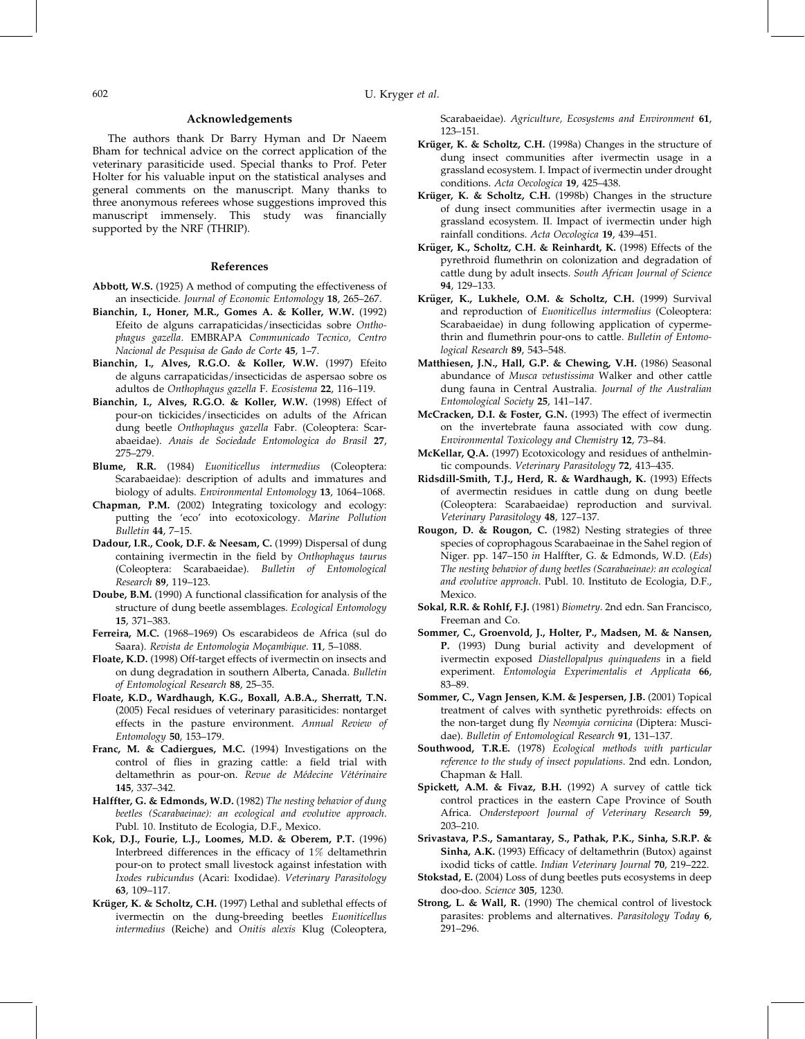## Acknowledgements

The authors thank Dr Barry Hyman and Dr Naeem Bham for technical advice on the correct application of the veterinary parasiticide used. Special thanks to Prof. Peter Holter for his valuable input on the statistical analyses and general comments on the manuscript. Many thanks to three anonymous referees whose suggestions improved this manuscript immensely. This study was financially supported by the NRF (THRIP).

## References

**Abbott, W.S.** (1925) A method of computing the effectiveness of an insecticide. *Journal of Economic Entomology* **18**, 265–267.

**Bianchin, I., Honer, M.R., Gomes A. & Koller, W.W.** (1992) Efeito de alguns carrapaticidas/insecticidas sobre *Onthophagus gazella*. EMBRAPA *Communicado Tecnico, Centro Nacional de Pesquisa de Gado de Corte* **45**, 1–7.

**Bianchin, I., Alves, R.G.O. & Koller, W.W.** (1997) Efeito de alguns carrapaticidas/insecticidas de aspersao sobre os adultos de *Onthophagus gazella* F. *Ecosistema* **22**, 116–119.

**Bianchin, I., Alves, R.G.O. & Koller, W.W.** (1998) Effect of pour-on tickicides/insecticides on adults of the African dung beetle *Onthophagus gazella* Fabr. (Coleoptera: Scarabaeidae). *Anais de Sociedade Entomologica do Brasil* **27**, 275–279.

**Blume, R.R.** (1984) *Euoniticellus intermedius* (Coleoptera: Scarabaeidae): description of adults and immatures and biology of adults. *Environmental Entomology* **13**, 1064–1068.

**Chapman, P.M.** (2002) Integrating toxicology and ecology: putting the 'eco' into ecotoxicology. *Marine Pollution Bulletin* **44**, 7–15.

**Dadour, I.R., Cook, D.F. & Neesam, C.** (1999) Dispersal of dung containing ivermectin in the field by *Onthophagus taurus* (Coleoptera: Scarabaeidae). *Bulletin of Entomological Research* **89**, 119–123.

**Doube, B.M.** (1990) A functional classification for analysis of the structure of dung beetle assemblages. *Ecological Entomology* **15**, 371–383.

**Ferreira, M.C.** (1968–1969) Os escarabideos de Africa (sul do Saara). *Revista de Entomologia Moçambique*. **11**, 5–1088.

**Floate, K.D.** (1998) Off-target effects of ivermectin on insects and on dung degradation in southern Alberta, Canada. *Bulletin of Entomological Research* **88**, 25–35.

**Floate, K.D., Wardhaugh, K.G., Boxall, A.B.A., Sherratt, T.N.** (2005) Fecal residues of veterinary parasiticides: nontarget effects in the pasture environment. *Annual Review of Entomology* **50**, 153–179.

**Franc, M. & Cadiergues, M.C.** (1994) Investigations on the control of flies in grazing cattle: a field trial with deltamethrin as pour-on. *Revue de Médecine Vétérinaire* **145**, 337–342.

**Halffter, G. & Edmonds, W.D.** (1982) *The nesting behavior of dung beetles (Scarabaeinae): an ecological and evolutive approach*. Publ. 10. Instituto de Ecologia, D.F., Mexico.

**Kok, D.J., Fourie, L.J., Loomes, M.D. & Oberem, P.T.** (1996) Interbreed differences in the efficacy of 1% deltamethrin pour-on to protect small livestock against infestation with *Ixodes rubicundus* (Acari: Ixodidae). *Veterinary Parasitology* **63**, 109–117.

**Krüger, K. & Scholtz, C.H.** (1997) Lethal and sublethal effects of ivermectin on the dung-breeding beetles *Euoniticellus intermedius* (Reiche) and *Onitis alexis* Klug (Coleoptera, Scarabaeidae). *Agriculture, Ecosystems and Environment* **61**, 123–151.

**Krüger, K. & Scholtz, C.H.** (1998a) Changes in the structure of dung insect communities after ivermectin usage in a grassland ecosystem. I. Impact of ivermectin under drought conditions. *Acta Oecologica* **19**, 425–438.

**Krüger, K. & Scholtz, C.H.** (1998b) Changes in the structure of dung insect communities after ivermectin usage in a grassland ecosystem. II. Impact of ivermectin under high rainfall conditions. *Acta Oecologica* **19**, 439–451.

**Krüger, K., Scholtz, C.H. & Reinhardt, K.** (1998) Effects of the pyrethroid flumethrin on colonization and degradation of cattle dung by adult insects. *South African Journal of Science* **94**, 129–133.

**Krüger, K., Lukhele, O.M. & Scholtz, C.H.** (1999) Survival and reproduction of *Euoniticellus intermedius* (Coleoptera: Scarabaeidae) in dung following application of cypermethrin and flumethrin pour-ons to cattle. *Bulletin of Entomological Research* **89**, 543–548.

**Matthiesen, J.N., Hall, G.P. & Chewing, V.H.** (1986) Seasonal abundance of *Musca vetustissima* Walker and other cattle dung fauna in Central Australia. *Journal of the Australian Entomological Society* **25**, 141–147.

**McCracken, D.I. & Foster, G.N.** (1993) The effect of ivermectin on the invertebrate fauna associated with cow dung. *Environmental Toxicology and Chemistry* **12**, 73–84.

**McKellar, Q.A.** (1997) Ecotoxicology and residues of anthelmintic compounds. *Veterinary Parasitology* **72**, 413–435.

**Ridsdill-Smith, T.J., Herd, R. & Wardhaugh, K.** (1993) Effects of avermectin residues in cattle dung on dung beetle (Coleoptera: Scarabaeidae) reproduction and survival. *Veterinary Parasitology* **48**, 127–137.

**Rougon, D. & Rougon, C.** (1982) Nesting strategies of three species of coprophagous Scarabaeinae in the Sahel region of Niger. pp. 147–150 *in* Halffter, G. & Edmonds, W.D. (*Eds*) *The nesting behavior of dung beetles (Scarabaeinae): an ecological and evolutive approach*. Publ. 10. Instituto de Ecologia, D.F., Mexico.

**Sokal, R.R. & Rohlf, F.J.** (1981) *Biometry*. 2nd edn. San Francisco, Freeman and Co.

**Sommer, C., Groenvold, J., Holter, P., Madsen, M. & Nansen, P.** (1993) Dung burial activity and development of ivermectin exposed *Diastellopalpus quinquedens* in a field experiment. *Entomologia Experimentalis et Applicata* **66**, 83–89.

**Sommer, C., Vagn Jensen, K.M. & Jespersen, J.B.** (2001) Topical treatment of calves with synthetic pyrethroids: effects on the non-target dung fly *Neomyia cornicina* (Diptera: Muscidae). *Bulletin of Entomological Research* **91**, 131–137.

**Southwood, T.R.E.** (1978) *Ecological methods with particular reference to the study of insect populations*. 2nd edn. London, Chapman & Hall.

**Spickett, A.M. & Fivaz, B.H.** (1992) A survey of cattle tick control practices in the eastern Cape Province of South Africa. *Onderstepoort Journal of Veterinary Research* **59**, 203–210.

**Srivastava, P.S., Samantaray, S., Pathak, P.K., Sinha, S.R.P. & Sinha, A.K.** (1993) Efficacy of deltamethrin (Butox) against ixodid ticks of cattle. *Indian Veterinary Journal* **70**, 219–222.

**Stokstad, E.** (2004) Loss of dung beetles puts ecosystems in deep doo-doo. *Science* **305**, 1230.

**Strong, L. & Wall, R.** (1990) The chemical control of livestock parasites: problems and alternatives. *Parasitology Today* **6**, 291–296.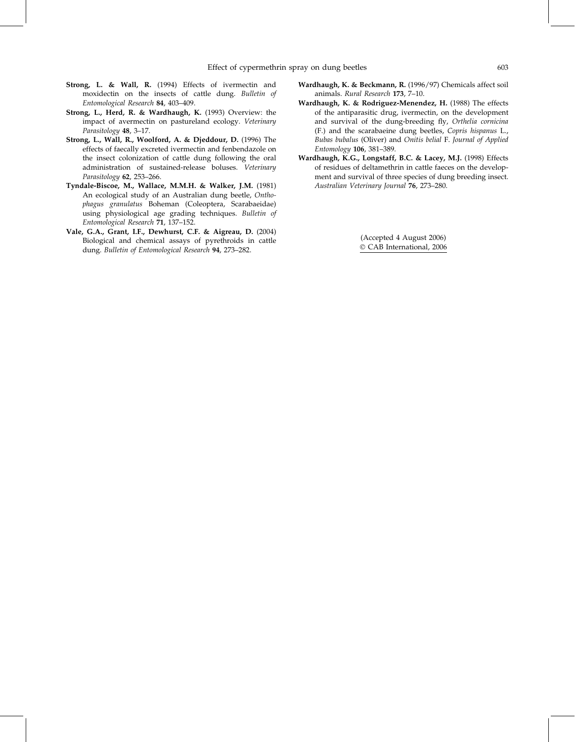**Strong, L. & Wall, R.** (1994) Effects of ivermectin and moxidectin on the insects of cattle dung. *Bulletin of Entomological Research* **84**, 403–409.

**Strong, L., Herd, R. & Wardhaugh, K.** (1993) Overview: the impact of avermectin on pastureland ecology. *Veterinary Parasitology* **48**, 3–17.

**Strong, L., Wall, R., Woolford, A. & Djeddour, D.** (1996) The effects of faecally excreted ivermectin and fenbendazole on the insect colonization of cattle dung following the oral administration of sustained-release boluses. *Veterinary Parasitology* **62**, 253–266.

**Tyndale-Biscoe, M., Wallace, M.M.H. & Walker, J.M.** (1981) An ecological study of an Australian dung beetle, *Onthophagus granulatus* Boheman (Coleoptera, Scarabaeidae) using physiological age grading techniques. *Bulletin of Entomological Research* **71**, 137–152.

**Vale, G.A., Grant, I.F., Dewhurst, C.F. & Aigreau, D.** (2004) Biological and chemical assays of pyrethroids in cattle dung. *Bulletin of Entomological Research* **94**, 273–282.

**Wardhaugh, K. & Beckmann, R.** (1996/97) Chemicals affect soil animals. *Rural Research* **173**, 7–10.

**Wardhaugh, K. & Rodriguez-Menendez, H.** (1988) The effects of the antiparasitic drug, ivermectin, on the development and survival of the dung-breeding fly, *Orthelia cornicina* (F.) and the scarabaeine dung beetles, *Copris hispanus* L., *Bubas bubalus* (Oliver) and *Onitis belial* F. *Journal of Applied Entomology* **106**, 381–389.

**Wardhaugh, K.G., Longstaff, B.C. & Lacey, M.J.** (1998) Effects of residues of deltamethrin in cattle faeces on the development and survival of three species of dung breeding insect. *Australian Veterinary Journal* **76**, 273–280.

(Accepted 4 August 2006)
© CAB International, 2006